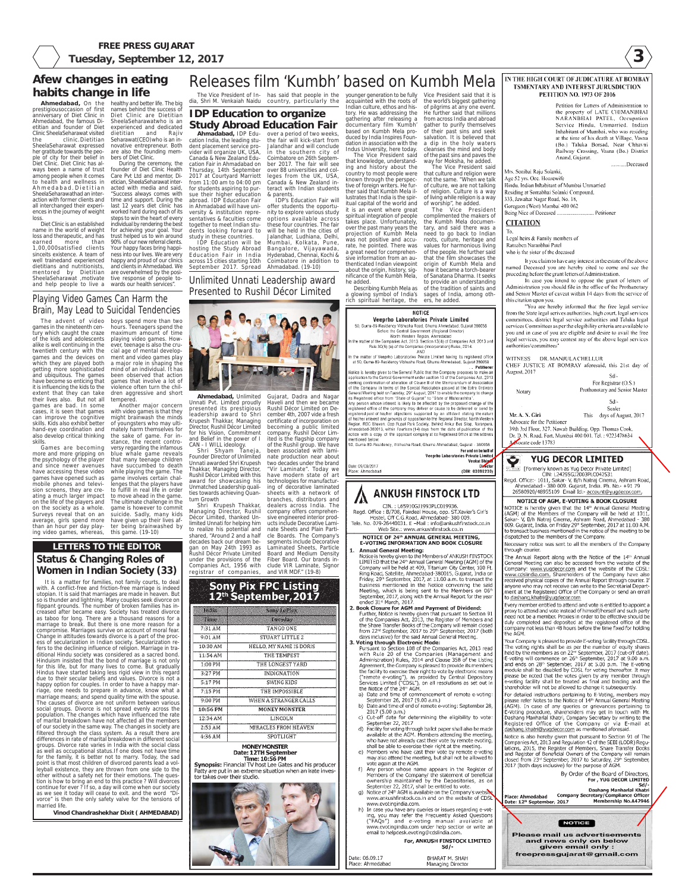# Afew changes in eating habits change in life

**Ahmedabad,** On the prestigious occasion of first anniversary of Diet Clinic in Ahmedabad, the famous Dietitian and founder of Diet Clinic SheelaSeharawat visited the clinic. Dietitian SheelaSeharawat expressed her gratitude towards the people of city for their belief in Diet Clinic. Diet Clinic has always been a name of trust among people when it comes to health and wellness in Ahmedabad. Dietitian SheelaSeharawat had an interaction with former clients and all interchanged their experiences in the journey of weight loss.

Diet Clinic is an established name in the world of weight loss and therapeutic, and has earned more than 1,00,000 satisfied clients since its existence. A team of well trained and experienced dietitians and nutritionists, mentored by Dietitian SheelaSeharawat, motivate and help people to live a healthy and better life. The big names behind the success of Diet Clinic are Dietitian SheelaSeharawat who is an experienced and dedicated dietitian and Rajiv Seharawat (CEO) who is an innovative entrepreneur. Both are also the founding members of Diet Clinic.

During the ceremony, the founder of Diet Clinic Health Care Pvt Ltd and mentor, Dietician, SheelaSeharawat interacted with media and said, "Success always comes with time and support. During the last 12 years diet clinic has worked hard during each of its steps to win the heart of every individual by rendering the best for achieving your goal. Your trust helped us to win around 90% of our new referral clients. Your happy faces bring happiness into our lives. We are very happy and proud of our clinics and clients in Ahmedabad. We are overwhelmed by the positive response of people towards our health services".

# Playing Video Games Can Harm the Brain, May Lead to Suicidal Tendencies

The advent of video games in the nineteenth century which caught the craze of the kids and adolescents alike is well continuing in the twentieth century with the games and the devices on which they are played both getting more sophisticated and ubiquitous. The games have become so enticing that it is influencing the kids to the extent that they can take their lives also. But not all games are bad. In some cases, it is seen that games can improve the cognitive skills. Kids also exhibit better hand-eye coordination and also develop critical thinking skills.

Games are becoming more and more gripping on the psychology of the player and since newer avenues have accessing these video games have opened such as mobile phones and television screens, they are creating a much larger impact on the life of the players and on the society as a whole. Surveys reveal that on an average, girls spend more than an hour per day playing video games, whereas, boys spend more than two hours. Teenagers spend the maximum amount of time playing video games. However, teenage is also the crucial age of mental development and video games play a major role in shaping the mind of an individual. It has been observed that action games that involve a lot of violence often turn the children aggressive and short tempered.

Another major concern with video games is that they might brainwash the minds of youngsters who may ultimately harm themselves for the sake of game. For instance, the recent controversy regarding the infamous blue whale game reveals that many teenage children have succumbed to death while playing the game. The game involves certain challenges that the players have to fulfill in real life in order to move ahead in the game. The ultimate challenge in the game is however to commit suicide. Sadly, many kids have given up their lives after being brainwashed by this game. (19-10)

## LETTERS TO THE EDITOR

# Status & Changing Roles of Women in Indian Society (33)

It is a matter for families, not family courts, to deal with. A conflict-free and friction-free marriage is indeed utopian. It is said that marriages are made in heaven. But so is thunder and lightning. Many couples seek divorce on flippant grounds. The number of broken families has increased after became easy. Society has treated divorce as taboo for long. There are a thousand reasons for a marriage to break. But there is one more reason for a compromise. Marriages survive on account of moral fear. Change in attitudes towards divorce is a part of the process of secularization in Indian society. Secularization refers to the declining influence of religion. Marriage in traditional Hindu society was considered as a sacred bond. Hinduism insisted that the bond of marriage is not only for this life, but for many lives to come. But gradually Hindus have started taking less rigid view in this regard due to their secular beliefs and values. Divorce is not a happy option for couples. In order to have a happy marriage, one needs to prepare in advance, know what a marriage means; and spend quality time with the spouse. The causes of divorce are not uniform between various social groups. Divorce is not spread evenly across the population. The changes which have influenced the rate of marital breakdown have not affected all the members of our society in the same way. The changes in society are filtered through the class system. As a result there are differences in rate of marital breakdown in different social groups. Divorce rate varies in India with the social class as well as occupational status.If one does not have time for the family, it is better not to marry. Today, the sad point is that most children of divorced parents lead a volleyball existence, they are thrown from one side to the other without a safety net for their emotions. The question is how to bring an end to this practice ? Will divorces continue for ever ? If so, a day will come when our society as we see it today will cease to exit. and the word "Divorce" is then the only safety valve for the tensions of married life.

**Vinod Chandrashekhar Dixit ( AHMEDABAD)**

# Releases film 'Kumbh' based on Kumbh Mela

The Vice President of India, Shri M. Venkaiah Naidu has said that people in the country, particularly the younger generation to be fully acquainted with the roots of Indian culture, ethos and history. He was addressing the gathering after releasing a documentary film 'Kumbh' based on Kumbh Mela produced by India Inspires Foundation in association with the Indus University, here today.

The Vice President said that knowledge, understanding and history about the country to most people were known through the perspective of foreign writers. He further said that Kumbh Mela illustrates that India is the spiritual capital of the world and it is an event where great spiritual integration of people takes place. Unfortunately, over the past many years the projection of Kumbh Mela was not positive and accurate, he pointed. There was a great need for comprehensive information from an authenticated Indian viewpoint about the origin, history, significance of the Kumbh Mela, he added.

Describing Kumbh Mela as a glowing symbol of India's rich spiritual heritage, the Vice President said that it is the world's biggest gathering of pilgrims at any one event. He further said that millions from across India and abroad gather to purify themselves of their past sins and seek salvation. It is believed that a dip in the holy waters cleanses the mind and body of the past sins and paves the way for Moksha, he added.

The Vice President said that culture and religion were not the same. "When we talk of culture, we are not talking of religion. Culture is a way of living while religion is a way of worship", he added.

The Vice President complimented the makers of the Kumbh Mela documentary, and said there was a need to go back to Indian roots, culture, heritage and values for harmonious living of the people. He further said that the film showcases the origin of Kumbh Mela and how it became a torch-bearer of Sanatana Dharma. It seeks to provide an understanding of the tradition of saints and sages of India, among others, he added.

# IDP Education to organize Study Abroad Education Fair

**Ahmedabad,** IDP Education, the leading student placement service provider will organize UK, USA, Canada & New Zealand Education Fair in Ahmedabad on Thursday, 14th September 2017 at Courtyard Marriott from 11:00 am to 04:00 pm for students aspiring to pursue their higher education abroad. IDP Education Fair in Ahmedabad will have university & institution representatives & faculties come together to meet Indian students looking forward to study in these countries.

IDP Education will be hosting the Study Abroad Education Fair in India across 15 cities starting 10th September 2017. Spread over a period of two weeks, the fair will kick-start from Jalandhar and will conclude in the southern city of Coimbatore on 26th September 2017. The fair will see over 88 universities and colleges from the UK, USA, Canada & New Zealand interact with Indian students & parents.

IDP's Education Fair will offer students the opportunity to explore various study options available across these four countries. The fair will be held in the cities of Jalandhar, Ludhiana, Delhi, Mumbai, Kolkata, Pune, Bangalore, Vijayawada, Hyderabad, Chennai, Kochi & Coimbatore in addition to Ahmadabad. (19-10)

# Unlimited Unnati Leadership award Presented to Rushil Décor Limited

**Ahmedabad,** Unlimited Unnati Pvt. Ltd. proudly presented its prestigious leadership award to Shri Krupesh Thakkar, Managing Director, Rushil Décor Limited for his Vision, Commitment and Belief in the power of I CAN - I WILL ideology.

Shri Shyam Taneja, Founder Director of Unlimited Unnati awarded Shri Krupesh Thakkar, Managing Director, Rushil Décor Limited with this award for showcasing his Unmatched Leadership qualities towards achieving Quantum Growth

Shri Krupesh Thakkar, Managing Director, Rushil Décor Limited, thanked Unlimited Unnati for helping him to realize his potential and shared, "Around 2 and a half decades back our dream began on May 24th 1993 as Rushil Décor Limited was incorporated under the provisions of the Companies Act, 1956 with registrar of companies, Gujarat, Dadra and Nagar Haveli and then we became Rushil Décor Limited on December 4th, 2007 vide a fresh certificate of incorporation on becoming a public limited company. Rushil Décor Limited is the flagship company of the Rushil group. We have been associated with laminate production near about two decades under the brand "Vir Laminate". Today we have modern state of art technologies for manufacturing of decorative laminated sheets with a network of branches, distributors and dealers across India. The company offers comprehensive engineered interior products include Decorative Laminate Sheets and Plain Particle Boards. The Company's segments include Decorative Laminated Sheets, Particle Board and Medium Density Fiber Board. Our brands include VIR Laminate, Signor and VIR MDF." (19-8)

## Sony Pix FPC Listing 12th September, 2017

| India | Sony LePlex |
|---|---|
| Time | Tuesday |
| 7:31 AM | TANGO ONE |
| 9:01 AM | STUART LITTLE 2 |
| 10:30 AM | HELLO, MY NAME IS DORIS |
| 11:54 AM | THE TEMPEST |
| 1:00 PM | THE LONGEST YARD |
| 3:27 PM | INDIGNATION |
| 5:17 PM | SWING KIDS |
| 7:15 PM | THE IMPOSSIBLE |
| 9:00 PM | WHEN A STRANGER CALLS |
| 10:56 PM | MONEY MONSTER |
| 12:34 AM | LINCOLN |
| 2:53 AM | MIRACLES FROM HEAVEN |
| 4:36 AM | SPOTLIGHT |

**MONEY MONSTER**
**Date: 12TH September**
**Time: 10:56 PM**

**Synopsis:** Financial TV host Lee Gates and his producer Patty are put in an extreme situation when an irate investor takes over their studio.

## NOTICE
### Veeprho Laboratories Private Limited

50, Gurna-89-Residency Vibhusha Road, Ghuma Ahmedabad, Gujarat 380058
Before the Central Government (Regional Director)
North Western Region, Ahmedabad
In the matter of the Companies Act, 2013, Section 13(4) of Companies Act, 2013 and Rule 30(6) (a) of the Companies (Incorporation) Rules, 2014.
AND
In the matter of Veeprho Laboratories Private Limited having its registered office at 50, Gurna-89-Residency Vibhusha Road, Ghuma Ahmedabad, Gujarat 380058
... Petitioner

Notice is hereby given to the General Public that the Company proposes to make an application to the Central Government under section 13 of the Companies Act, 2013 seeking confirmation of alteration of Clause II of the Memorandum of Association of the Company in terms of the Special Resolution passed at the Extra Ordinary General Meeting held on Tuesday, 29th August, 2017 to enable the company to change its Registered office from "State of Gujarat" to "State of Maharashtra".

Any person whose interest is likely to be affected by the proposed change of the registered office of the company may deliver or cause to be delivered or send by registered post of his/her objections supported by an affidavit stating the nature of his/her interest and grounds of opposition to the Regional Director, North Western Region, ROC Bhavan, Opp Rupal Park Society, Behind Ankur Bus Stop, Naranpura, Ahmedabad-380013, within Fourteen (14) days from the date of publication of this notice with a copy of the applicant company at its Registered Office at the address mentioned below:

50, Gurna-89-Residency, Vibhusha Road, Ghuma Ahmedabad, Gujarat - 380058

For and on behalf of
Veeprho Laboratories Private Limited
Sd/-
Venkat Shinde
Director
(DIN: 03090210)

Date: 09/08/2017
Place: Ahmedabad

## ANKUSH FINSTOCK LTD

CIN. : L65910GJ1993PLC019936.
Regd. Office : B/708, Fairdeal House, opp. ST.Xavier's Girl's Hostel, Off C.G.Road, Ahmedabad- 380 009.
Tele. No. 079-26440031. E –Mail : info@ankushfinstock.co.in
Web Site.: www.ankushfinstock.co.in

**NOTICE OF 24th ANNUAL GENERAL MEETING, E-VOTING INFORMATION AND BOOK CLOSURE**

1. **Annual General Meeting:**
Notice is hereby given to the Members of ANKUSH FINSTOCK LIMITED that the 24th Annual General Meeting (AGM) of the Company will be held at 409, Titanium City Center, 100 Ft. Ring Road, Satellite, Ahmedabad-380015, Gujarat, India on Friday, 29th September, 2017, at 11.00 a.m. to transact the business mentioned in the Notice convening the said Meeting, which is being sent to the Members on 06th September, 2017, along with the Annual Report for the year ended 31st March, 2017.

2. **Book Closure for AGM and Payment of Dividend:**
Further, Notice is hereby given that pursuant to Section 91 of the Companies Act, 2013, the Register of Members and the Share Transfer Books of the Company will remain closed from 22nd September, 2017 to 29th September, 2017 (both days inclusive) for the said Annual General Meeting.

3. **Voting through Electronic Mode:**
Pursuant to Section 108 of the Companies Act, 2013 read with Rule 20 of the Companies (Management and Administration) Rules, 2014 and Clause 35B of the Listing Agreement, the Company is pleased to provide its members the facility to exercise their right to vote by electronic means ("remote e-voting"), as provided by Central Depository Services Limited ("CDSL"), on all resolutions as set out in the Notice of the 24th AGM.
 a) Date and time of commencement of remote e-voting: September 26, 2017 (9.00 a.m.)
 b) Date and time of end of remote e-voting: September 28, 2017 (5.00 p.m.)
 c) Cut-off date for determining the eligibility to vote: September 22, 2017
 d) Facility for voting through ballot paper shall also be made available at the AGM. Members attending the meeting, who have not already cast their vote by remote e-voting, shall be able to exercise their right at the meeting.
 e) Members who have cast their vote by remote e-voting may also attend the meeting, but shall not be allowed to vote again at the AGM.
 f) Any person whose name appears in the Register of Members of the Company/ the statement of beneficial ownership maintained by the Depositories, as on September 22, 2017, shall be entitled to vote.
 g) Notice of 24th AGM is available on the Company's website www.ankushfinstock.co.in and on the website of CDSL www.evotingindia.com.
 h) In case you have any queries or issues regarding e-voting, you may refer the Frequently Asked Questions ("FAQs") and e-voting manual available at www.evotingindia.com under help section or write an email to helpdesk.evoting@cdslindia.com.

For, ANKUSH FINSTOCK LIMITED
Sd/-
BHARAT M. SHAH
Managing Director

Date: 06.09.17
Place: Ahmedabad

## IN THE HIGH COURT OF JUDICATURE AT BOMBAY TESTAMENTARY AND INTEREST JURISDICTION
### PETITION NO. 1973 OF 2016

Petition for Letters of Administration to the property of LATE CHIMANBHAI NARANBHAI PATEL, Occupation Service Hindu, Unmarried. Indian Inhabitant of Mumbai, who was residing at the time of his death at Village, Vasna (Bo.) Taluka Borsad, Near Chhavni Railway Crossing, Vasna (Bo.) District Anand, Gujarat.
...........Deceased

Mrs. Sonibai Raju Solanki,
Age 52 yrs. Occ. Housewife
Hindu, Indian Inhabitant of Mumbai Unmarried
Residing at Sonabhai Solanki Compound,
333, Jawahar Nagar Road, No. 18,
Goregaon (West) Mumbai -400 062
Being Niece of Deceased ........................ Petitioner

**CITATION**

To,
Legal heirs & Family members of
Ratnaben Naranbhai Patel
who is the sister of the deceased

If you claim to have any interest in the estate of the above named Deceased you are hereby cited to come and see the proceeding before the grant of letters of Administration.

In case you intend to oppose the grant of letters of Administration you should file in the office of the Prothonotary and Senior Master of caveat within 14 days from the service of this citation upon you.

"You are hereby informed that the free legal service from the State legal services authorities, high court, legal services committees, district legal services authorities and Taluka legal services Committees as per the eligibility criteria are available to you and in case of you are eligible and desire to avail the free legal services, you may contest any of the above legal services authorities/committees"

WITNESS DR. MANJULA CHELLUR
CHIEF JUSTICE AT BOMBAY aforesaid, this 21st day of August, 2017

Sd/-
For Registrar (O.S.)
Notary
Prothonotary and Senior Master

Sd/-
Sealer
Mr. A. N. Giri
This days of August, 2017
Advocate for the Petitioner
39th 3rd Floor, 327, Nawab Building, Opp. Thomas Cook,
Dr. D. N. Road, Fort, Mumbai 400 001. Tel. : 9223478634
Advocate code 13783

## YUG DECOR LIMITED

[Formerly known as Yug Decor Private Limited]
CIN: L24295GJ2003PLC042531
Regd. Office:- 1011, Sakar- V, B/h Natraj Cinema, Ashram Road, Ahmedabad - 380 009. Gujarat, India. Ph. No.- +91 79 26580920/48955109 Email Id:- account@yugdecor.com,

**NOTICE OF AGM, E-VOTING & BOOK CLOSURE**

NOTICE is hereby given that the 14th Annual General Meeting (AGM) of the Members of the Company will be held at 1011, Sakar- V, B/h Natraj Cinema, Ashram Road, Ahmedabad - 380 009. Gujarat, India. on Friday 29th September, 2017 at 11.00 A.M. to transact business mentioned in the notice of the meeting to be dispatched to the members of the Company.

Necessary notice was sent to all the members of the Company through courier.

The Annual Report along with the Notice of the 14th Annual General Meeting can also be accessed from the website of the Company: www.yugdecor.com and the website of the CDSL: www.cdslindia.com. Shareholders of the Company have also received physical copies of the Annual Report through courier. If anyone who may not receive can write to the Secretarial Department at the Registered Office of the Company or send an email to dashang.khatri@yugdecor.com

Every member entitled to attend and vote is entitled to appoint a proxy to attend and vote instead of himself/herself and such party need not be a member. Proxies in order to be effective should be duly completed and deposited at the registered office of the company not less than 48 hours before the time fixed for holding the AGM.

Your Company is pleased to provide E-voting facility through CDSL. The voting rights shall be as per the number of equity shares held by the members as on 22nd September, 2017 (cut-off date). E-voting will commence on 26th September, 2017 at 9.00 a.m. and ends on 28th September, 2017 at 5.00 p.m. The E-voting module shall be disabled by CDSL for voting thereafter. It may please be noted that the votes given by any member through e-voting facility shall be treated as final and binding and the shareholder will not be allowed to change it subsequently.

For detailed instructions pertaining to E-Voting, members may please refer Notes to the Notice of 14th Annual General Meeting (AGM). In case of any queries or grievances pertaining to E-Voting procedure, shareholders may get in touch with Mr. Dashang Manharlal Khatri, Company Secretary by writing to the Registered Office of the Company or via E-mail at dashang.khatri@yugdecor.com as mentioned aforesaid.

Notice is also hereby given that pursuant to Section 91 of The Companies Act, 2013 and Regulation 42 of the SEBI (LODR) Regulations, 2015, the Register of Members, Share Transfer Books and Register of Beneficial Owners of the Company will remain closed from 23rd September, 2017 to Saturday, 29th September, 2017 (both days inclusive) for the purpose of AGM.

By Order of the Board of Directors,
For , YUG DECOR LIMITED
Sd/-
Dashang Manharlal Khatri
Company Secretary/Compliance Officer
Membership No.A47946

Place: Ahmedabad
Date: 12th September, 2017

## NOTICE

**Please mail us advertisements and news only on below given email only :**
**freepressgujarat@gmail.com**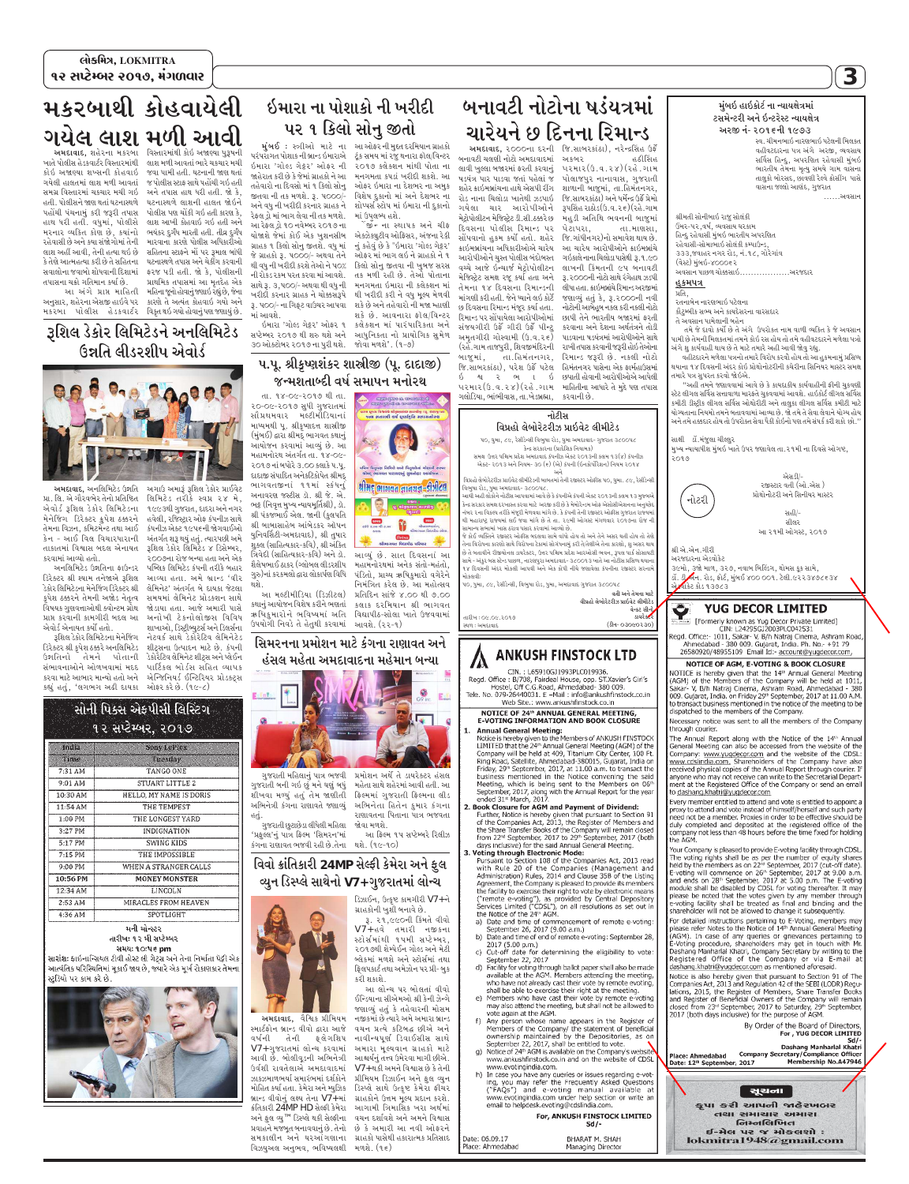# મકરબાથી કોહવાયેલી ગયેલ લાશ મળી આવી

**અમદાવાદ,** શહેરના મકરબા વિસ્તારમાંથી કોઈ અજાણ્યા પુરુષની ખાતે પોલીસ હેડક્વાર્ટર વિસ્તારમાંથી લાશ મળી આવતાં ભારે ચકચાર મચી કોઈ અજાણ્યા શખ્સની કોહવાઈ જવા પામી હતી. ઘટનાની જાણ થતાં ગયેલી હાલતમાં લાશ મળી આવતાં જ પોલીસ સ્ટાફ ઘટનાસ્થળે પહોંચી ગઈ હતી સમગ્ર વિસ્તારમાં ચકચાર મચી ગઈ અને તપાસ હાથ ધરી હતી. જો કે, હતી. પોલીસને જાણ થતાં ઘટનાસ્થળે ઘટનાસ્થળે લાશની હાલત જોઈને પહોંચી પંચનામું કરી જરૂરી તપાસ પોલીસ પણ ચોંકી ગઈ હતી કારણ કે, હાથ ધરી હતી. વધુમાં, પોલીસે લાશ આખી કોહવાઈ ગઈ હતી અને મરનાર વ્યક્તિ કોણ છે, ક્યાંનો ભયંકર દુર્ગંધ મારતી હતી. તીવ્ર દુર્ગંધ રહેવાસી છે અને ક્યા સંજોગોમાં તેની મારવાના કારણે પોલીસ અધિકારીઓ લાશ અહીં આવી, તેની હત્યા થઈ છે સહિતના સ્ટાફને માં પર રૂમાલ બાંધી કે તેણે આત્મહત્યા કરી છે તે સહિતના ઘટનાસ્થળે તપાસ અને ચેકીંગ કરવાની સવાલોના જવાબો શોધવાની દિશામાં ફરજ પડી હતી. જો કે, પોલીસની તપાસના ચક્રો ગતિમાન કર્યા છે. પ્રાથમિક તપાસમાં આ મૃતદેહ એક અને આ પ્રાથ મહિતી મહિના જૂનો હોવાનું જણાઈ રહ્યું છે, જેના અનુસાર, શહેરના એલજી હોસ્પિટલના કારણે તે અત્યંત કોહવાઈ ગયો અને મકરબા પોલીસ હેડક્વાર્ટર વિકૃત થઈ ગયો હોવાનું પણ જણાયું છે.

# ઇમારા ના પોશાકો ની ખરીદી પર ૧ કિલો સોનુ જીતો

**મુંબઈ :** સ્ત્રીઓ માટે ના પરંપરાગત પોશાક ની બ્રાન્ડ ઇમારાએ ઇમારા 'ગોલ્ડ રૃશ' ઓફર ની જાહેરાત કરી છે કે જેમાં ગ્રાહકો ને આ તહેવારો ના દિવસો માં ૧ કિલો સોનુ જીતવા ની તક મળશે. રૂ. ૫૦૦૦/- અને વધુ ની ખરીદી કરનાર ગ્રાહક ને રૃફલ ડ્રો માં ભાગ લેવા ની તક મળશે. આ રૃફલ ડ્રો ૧૦ નવેમ્બર ૨૦૧૭ ના યોજાશે જેમાં કોઈ એક ખુશનસીબ ગ્રાહક ૧ કિલો સોનુ જીતશે. વધુ માં જે ગ્રાહકો રૂ. ૫૦૦૦/- અથવા તેને થી વધુ ની ખરીદી કરશે તેઓ ને ૫૦% ની રોકડ રકમ પરત કરવા માં આવશે. સાથે રૂ. ૩,૫૦૦/-અથવા થી વધુ ની ખરીદી કરનાર ગ્રાહક ને ચોક્કસરૂપે રૂ. ૫૦૦/-ના ગિફ્ટ વાઉચર આપવા માં આવશે.

ઇમારા 'ગોલ્ડ રૃશ' ઓફર ૧ સપ્ટેમ્બર ૨૦૧૭ થી શરૂ થશે અને ૩૦ ઓક્ટોબર ૨૦૧૭ના પુરી થશે. આ ઓફર ની મુલાકાત ઓફિસ ગ્રાહકો ટૂંક સમય માં રજૂ થનારા કલેક્શન ૨૦૧૭ કલેક્શન માંથી પોતા ના મનગમતા ડ્રેસો ખરીદી શકશે. આ ઓફર ઇમારા ના દેશભર ના અમુક વિશેષ દુકાનો માં અને દેશભર ના શોપર્સ સ્ટોપ માં ઇમારા ની દુકાનો માં ઉપલબ્ધ રહેશે.

"જે ન ા સ્થાપક અને ચીફ એક્ઝેક્યુટીવ ઓફિસર, અંજના રેડ્ડી નું કહેવું છે કે "ઇમારા 'ગોલ્ડ રૃશ' ઓફર માં ભાગ લઇ ને ગ્રાહકો ને ૧ કિલો સોનુ જીતવા ની ખુબજ સરસ તક મળી રહી છે. તેઓ પોતાના મનગમતા ઇમારા ની કલેક્શન માં થી ખરીદી કરી ને વધુ મૂલ્ય મેળવી શકે છે અને તહેવારો ની મજા માણી શકે છે. આવનારા ફેસ્ટિવલ કલેક્શન માં પારંપારિકતા અને આધુનિકતા નો પ્રાયોગિક સુમેળ જોવા મળશે'. (૧-૭)

# બનાવટી નોટોના ષડ્યંત્રમાં ચારેયને છ દિનના રિમાન્ડ

**અમદાવાદ,** ૨૦૦૦ના દરની બનાવટી ચલણી નોટો અમદાવાદમાં લાવી ખુલ્લા બજારમાં ફરતી કરવાનું ષડયંત્ર પાર પાડવા જતાં પહેલાં જ શહેર ક્રાઇમબ્રાંચના હાથે એસ.પી રીંગ રોડ નાના ચિલોડા ખાતેથી ઝડપાયેલા ચાર આરોપીઓને આજે મેટ્રોપોલીટન મેજિસ્ટ્રેટ ડી.સી.ઠક્કરે છ દિવસના પોલીસ રિમાન્ડ પર સોંપવાનો હુકમ કર્યો હતો. શહેર ક્રાઇમબ્રાંચના અધિકારીઓએ ચારેય આરોપીઓને ખુબ પોલીસ બંદોબસ્ત વચ્ચે આજે મેટ્રોપોલીટન મેજિસ્ટ્રેટ સમક્ષ રજૂ કર્યા હતા અને તેમના ૧૪ દિવસના રિમાન્ડની માંગણી કરી હતી. જેને ધ્યાને લઇ કોર્ટે છ દિવસના રિમાન્ડ મંજૂર કર્યા હતા. રિમાન્ડ પર સોંપાયેલા આરોપીઓમાં સંજયગીરી ઉર્ફે ગીરી ઉર્ફે પીન્ટુ અમૃતગીરી ગોસ્વામી (ઉ.વ.૨૯) (રહે.ગામ તાજપુરી, શિવશક્તિ મંદિરની બાજુમાં, તા.હિંમતનગર, જિ.સાબરકાંઠા), પરેશ ઉર્ફે પટેલ ઇશ્વરભાઇ પરમાર(ઉ.વ.૨૪)(રહે.ગામ ગલોડિયા, ભાંભીવાસ, તા.ખેડબ્રહ્મા, જિ.સાબરકાંઠા), નરેન્દ્રસિંહ ઉર્ફે અકબર હઠીસિંહ પરમાર(ઉ.વ.૨૪)(રહે.ગામ પોલાજપુર નાનાવાસ, પ્રાથમિક શાળાની બાજુમાં, તા.હિંમતનગર, જિ.સાબરકાંઠા) અને ધર્મેન્દ્ર ઉર્ફે પ્રેમો રૂપસિંહ રાઠોડ(ઉ.વ.૨૬)(રહે.ગામ મહુડી મહિલા ભવનની બાજુમાં પેટાપરા, તા.માણસા, જિ.ગાંધીનગર)નો સમાવેશ થાય છે. આ ચારેય આરોપીઓને ક્રાઇમબ્રાંચે બહિયલ નાના ચિલોડા પાસેથી રૂ.૧.૮૦ લાખની કિંમતની ૯૫ બનાવટી રૂ.૨૦૦૦ની નોટો સાથે રંગેહાથ ઝડપી લીધા હતા. ક્રાઇમબ્રાંચે રિમાન્ડઅરજીમાં જણાવ્યું હતું કે, રૂ.૨૦૦૦ની નવી નોટોની આબેહૂબ નકલ કરી નકલી નોટો છાપી તેને બજારમાં ફરતી કરવાના અને દેશના અર્થતંત્રને તોડી પાડવાના ષડયંત્રમાં આરોપીઓએ ભાગ લીધો હોઇ તે સંબંધી તપાસ કરવાની જરૂર હોઇ તેમના રિમાન્ડ જરૂરી છે. નકલી નોટો ક્રિમેનલ કયાં છે કે પ્રિન્ટર પાસેના એક કાર્યાલયમાં છાપવામાં આવી. આરોપીઓએ આપેલી માહિતીના આધારે તે મુદ્દે પણ તપાસ કરવાની છે.

# મુંબઇ હાઇકોર્ટ ના ન્યાયક્ષેત્રમાં ટસમેન્ટરી અને ઇન્ટરેસ્ટ ન્યાયક્ષેત્ર

**અરજી નં- ૨૦૧૬ની ૧૯૭૩**

સ્વ. શ્રીમનભાઇ નારણભાઇ પટેલની મિલકત વહીવટદારના પત્ર અંગે અરજી, વ્યવસાય સર્વિસ હિન્દુ, અપરણિત રહેવાસી મુંબઈ ભારતીય તેમના મૃત્યુ સમયે ગામ વાસણા તાલુકો બોરસદ, છાવણી રેલ્વે ક્રોસીંગ પાસે વાસના જીલ્લો આણંદ, ગુજરાત ......અવસાન

શ્રીમતી સોનીબાઈ રાજુ સોલંકી ઉંમર-૫૨ વર્ષ, વ્યવસાય ઘરકામ હિન્દુ રહેવાસી મુંબઈ ભારતીય અપરણિત રહેવાસી-સોનાભાઈ સોલંકી કમ્પાઉન્ડ, ૩૩૩,જવાહર નગર રોડ, નં.૧૮, ગોરેગાંવ (વેસ્ટ) મુંબઈ-૪૦૦૦૬૨ અવસાન પામનાર બોરસદ ..................અરજદાર

**હુકમપત્ર**

પ્રતિ, રતનબેન નારણભાઇ પટેલના ફોઇબાંધ સભ્ય અને કાયદેસરના વારસદાર તે અવસાન પામેલાની બહેન

તમે જે દાવો કર્યો છે તે અંગે ઉપરોક્ત નામ વાળી વ્યક્તિ કે જે અવસાન પામી છે તેમની મિલકતમાં તમને કોઈ રસ હોય તો તમે વહીવટદારને મળેલા પત્રો અંગે શુ કાર્યવાહી થાય છે તે માટે તમારે અહીં આવી જોવુ રહ્યુ.

વહીવટદારને મળેલા પત્રનો તમારે વિરોધ કરવો હોય તો આ હુકમનામુ પ્રસિધ્ધ થયાના ૧૪ દિવસની અંદર કોઈ પ્રોથોનોટરીની કચેરીના સિનિયર માસ્ટર સમક્ષ તમારે પત્ર સુપરત કરવો જોઈએ.

"આથી તમને જણાવવામાં આવે છે કે કાયદાકીય કાર્યવાહીની ફીની યુકવણી સ્ટેટ લીગલ સર્વિસ સત્તાવાળા મારફતે યુકવવામાં આવશે. હાઇકોર્ટ લીગલ સર્વિસ કમીટી ડીસ્ટ્રીક લીગલ સર્વિસ ઓથોરીટી અને તાલુકા લીગલ સર્વિસ કમીટી માટે યોગ્યતાના નિયમો તમને બતાવવામાં આવ્યા છે. જો તમે તે સેવા લેવાને યોગ્ય હોય અને તમે કોઈપણ હોય તો ઉપરોક્ત સેવા પૈકી કોઈનો પણ તમે સંપર્ક કરી શકો છો."

સાક્ષી ડૉ.મંજુલા ચીલ્લુર મુખ્ય ન્યાયધીશ મુંબઇ ખાતે ઉપર જણાવેલ તા.૨૧મી ના દિવસે ઓગષ્ટ, ૨૦૧૭

એસ.ડી/- રજીસ્ટાર વતી (ઓ.એસ.) પ્રોથોનોટરી અને સિનીયર માસ્ટર

(નોટરી)

સહી/- સીલર આ ૨૧મી ઓગષ્ટ, ૨૦૧૭

શ્રી એ.એન.ગીરી અરજદારના એડવોકેટ ૩૯/૪૦, ૩જો માળ, ૩૨૭, નવાબ બિલ્ડિંગ, થોમસ કુક સામે, ડી. એન. રોડ, ફોર્ટ, મુંબઈ ૪૦૦ ૦૦૧. ટેલી. ૯૨૨૩૪૭૯૮૩૪ સીટીઝ્ડ કોડ ૧૩૭૮૩

# રૂશિલ ડેકોર લિમિટેડને અનલિમિટેડ ઉન્નતિ લીડરશીપ એવોર્ડ

**અમદાવાદ,** અનલિમિટેડ ઉન્નતિ પ્રા. લિ. એ ગૌરવભેર તેનો પ્રતિષ્ઠિત એવોર્ડ રૂશિલ ડેકોર લિમિટેડના મેનેજિંગ ડિરેક્ટર કૃષ્ણ ઠક્કરને તેમના વિઝન, કમિટમેન્ટ તથા આઈ કેન - આઈ વિલ વિચારધારાની તાકાતમાં વિશ્વાસ બદલ એનાયત કરવામાં આવ્યો હતો.

અનલિમિટેડ ઉન્નતિના ફાઉન્ડર ડિરેક્ટર શ્રી શ્યામ તનેજાએ રૂશિલ ડેકોર લિમિટેડના મેનેજિંગ ડિરેક્ટર શ્રી કૃષ્ણ ઠક્કરને તેમની અજોડ નેતૃત્વ ધરાવતા વિપુલ ઉદ્યોગ ગુણવત્તાઓની કેલિબ્રેશન અને ક્ષમતા બદલ આ પ્રતિષ્ઠિત એવોર્ડ એનાયત કર્યો હતો.

રૂશિલ ડેકોર લિમિટેડના મેનેજિંગ ડિરેક્ટર શ્રી કૃષ્ણ ઠક્કરને અનલિમિટેડ ઉન્નતિને તેમને પોતાની સંભાવનાઓને ઓળખવામાં મદદ કરવા માટે આભાર માન્યો હતો અને કહ્યું હતું, 'લગભગ અડી દાયકા અગાઉ અમારું રૂશિલ ડેકોર પ્રાઇવેટ લિમિટેડ તરીકે સ્થાપ ૨૪ મે, ૧૯૯૩થી ગુજરાત, દાદરા અને નગર હવેલી, રજિસ્ટ્રાર ઓફ કંપનીઝ સાથે કંપનીઝ એક્ટ ૧૯૫૬ની જોગવાઈઓ અંતર્ગત શરૂ થયું હતું. ત્યારબાદ અમે રૂશિલ ડેકોર લિમિટેડ તરીકે ડિસેમ્બર, ૨૦૦૭ના રોજ બન્યા હતા અને એક પબ્લિક લિમિટેડ કંપની તરીકે આ રીતે એક ઉત્પાદિત આવ્યા હતા. અમે બ્રાન્ડ 'વીર લેમિનેટ' અંતર્ગત બે દાયકા જેટલા સમયમાં લેમિનેટ ઉત્પાદક તરીકે જાણીતા બન્યા હતા. આજે અમારી પાસે અનેકો ટેકનોલોજીના વિવિધ શાખાઓ, ડિસ્ટ્રીબ્યૂટર્સ અને ડિલર્સનું નેટવર્ક સાથે ડેકોરેટિવ લેમિનેટેડ શીટ્સના ઉત્પાદન માટે છે. કંપની ડેકોરેટિવ લેમિનેટ અને પ્લેઈન પાર્ટિકલ બોર્ડ સહિત ઉત્પાદ એન્જિનિયર્ડ ઇન્ટિરિયર પ્રોડક્ટ્સ ઓફર કરે છે. (૧૯-૯)

# સોની પિક્સ એચડી લિસ્ટિંગ

**૧૨ સપ્ટેમ્બર, ૨૦૧૭**

| India | Sony LePlex |
|---|---|
| Time | Tuesday |
| 7:31 AM | TANGO ONE |
| 9:01 AM | STUART LITTLE 2 |
| 10:30 AM | HELLO, MY NAME IS DORIS |
| 11:54 AM | THE TEMPEST |
| 1:00 PM | THE LONGEST YARD |
| 3:27 PM | INDIGNATION |
| 5:17 PM | SWING KIDS |
| 7:15 PM | THE IMPOSSIBLE |
| 9:00 PM | WHEN A STRANGER CALLS |
| 10:56 PM | MONEY MONSTER |
| 12:34 AM | LINCOLN |
| 2:53 AM | MIRACLES FROM HEAVEN |
| 4:36 AM | SPOTLIGHT |

**મની મોન્સ્ટર**
**તારીખ ૧૨ મી સપ્ટેમ્બર**
**સમય: ૧૦:૫૬ pm**

સારાંશ: ફાઇનાન્સિયલ ટીવી હોસ્ટ લી ગેટ્સ અને તેના નિર્માતા પેટ્ટી એક આત્યંતિક પરિસ્થિતિમાં મુકાઈ જાય છે, જ્યારે એક ક્રુદ્ધ રોકાણકાર તેમના સ્ટુડિયો પર કબ્જ કરે છે.

# પ.પૂ. શ્રીકૃષ્ણશંકર શાસ્ત્રીજી (પૂ. દાદાજી) જન્મશતાબ્દી વર્ષ સમાપન મનોરથ

તા. ૧૪-૦૯-૨૦૧૭ થી તા. ૨૦-૦૯-૨૦૧૭ સુધી ગુજરાતમાં સૌપ્રથમવાર મહર્ષિમંડિયાનાં માધ્યમથી પૂ. શ્રીકૃષ્ણદત્ત શાસ્ત્રીજી (મુંબઈ) દ્વારા શ્રીમદ્ ભાગવત કથાનું આયોજન કરવામાં આવ્યું છે. આ મહામનોરથ અંતર્ગત તા. ૧૪-૦૯-૨૦૧૭ ના બપોરે ૩.૦૦ કલાકે પ.પૂ. દાદાજી સંપાદિત અને ભક્તિપ્રેમિત શ્રીમદ્ ભાગવતજીનાં ૧૧માં સ્કંધનું અનાવરણ જસ્ટીસ ડો. શ્રી જે. એ. ભટ્ટ (નિવૃત્ત મુખ્ય ન્યાયમૂર્તિશ્રી), ડો. શ્રી પંકજભાઈ એ.દ. જાની (કુલપતિ શ્રી બાબાસાહેબ આંબેડકર ઓપન યુનિવર્સિટી-અમદાવાદ), શ્રી તુષાર શુક્લ (સાહિત્યકાર-કવિ) અને ડો. તિવેદી (સાહિત્યકાર-કવિ) અને ડો. શૈલેષભાઈ ઠાકર (ઓલ ગુજરાત સ્પોર્ટ્સ ક્લબ) અને તેમની જેમ કઈ સંતો-મહંતો-ગુરુઓ દ્વારા કરવામાં આવ્યું છે. સાત દિવસનાં આ મહામનોરથમાં અનેક સંતો-મહંતો, પંડિતો, પ્રાધ્ય ઋષિકુમારો વગેરેને નિમંત્રિત કરેલ છે. આ મહોત્સવ આ મહર્ષિમીડિયા (ડિઝીટલ) કથાનું આયોજન વિશેષ કરીને ભણતાં ઋષિકુમારોને ભવિષ્યમાં ઉપયોગી નિવડે તે હેતુથી કરવામાં આવ્યું છે. પ્રતિદિન સાંજે ૪.૦૦ થી ૭.૦૦ કલાક દરમિયાન શ્રી ભાગવત વિદ્યાપીઠ-સોલા ખાતે ઉજવવામાં આવશે. (૨૨-૧)

# સિમરનના પ્રમોશન માટે કંગના રાણાવત અને હંસલ મહેતા અમદાવાદના મહેમાન બન્યા

ગુજરાતી મહિલાનું પાત્ર ભજવી ગુજરાતી બની ગઈ છું મને ઘણું બધું શીખવા મળ્યું હતું તેમ જાણીતી અભિનેત્રી કંગના રાણાવતે જણાવ્યું હતું.

ગુજરાતી યુવતીના જીવન પરથી કંગના રાણાવત 'મફ્ફલ'નું પાત્ર ભજવશે. પ્રમોશન અર્થે તે ડાયરેક્ટર હંસલ મહેતા સાથે અમદાવાદ આવી હતી. આ ફિલ્મમાં ગુજરાતી ફિલ્મના જાણીતા અભિનેતા હિતેન કુમાર કંગના રાણાવતના પિતાના પાત્ર ભજવતા જોવા મળશે. મહિલા 'મફ્ફલ'નું પાત્ર ફિલ્મ 'સિમરન'માં કંગના રાણાવત ભજવી રહી છે. તેના આ ફિલ્મ ૧૫ સપ્ટેમ્બરે રિલીઝ થશે. (૧૯-૧૦)

# વિવો કાંતિકારી 24MP સેલ્ફી કેમેરા અને ફુલ વ્યુન ડિસ્પ્લે સાથેનો V7+ગુજરાતમાં લોન્ચ

**અમદાવાદ,** વૈશ્વિક પ્રીમિયમ સ્માર્ટફોન બ્રાન્ડ વીવો દ્વારા આજે વર્ષની તેની ફ્લેગશીપ V7+ગુજરાતમાં લોન્ચ કરવામાં આવી છે. બોલીવૂડની અભિનેત્રી ઉર્વશી રાઉતેલાએ અમદાવાદમાં ગ્રાહકોનાભવ્યમાં સમારંભમાં ઉપસ્થિતિને મોહિત કર્યા હતા. કેમેરા અને મુખ્ય બ્રાન્ડ વીવોનું લક્ષ્ય તેના V7+માં ફ્રંટફેસ 24MP HD સેલ્ફી કેમેરા અને ફુલ વ્યુ™ ડિસ્પ્લે થકી સેલ્ફીના પ્રવાહને મજબૂત બનાવવાનું છે. તેનો સમકાલીન અને ઘરઆંગણાના વિઝ્યુઅલ અનુભવ, ભવિષ્યલક્ષી ડિઝાઇન, ઉત્કૃષ્ટ કામગીરી V7+ને ગ્રાહકોમાં ખુશી લાવશે છે.

રૂ. ૨૧,૯૯૦ની કિંમતે વીવો V7+ હવે તમારી નજીકના સ્ટોર્સમાંથી ૧૫મી સપ્ટેમ્બર, ૨૦૧૭થી સ્પેશ્યલ ગોલ્ડ અને મેટ બ્લેકમાં મળશે અને સ્ટોર્સમાં તથા ફ્લિપકાર્ટ તથા એમેઝોન પર પ્રી-બુક કરી શકાશે.

આ લોન્ચ પર બોલતાં વીવો ઇન્ડિયાના સીઓએ શ્રી કેની ઝેંગે જણાવ્યું હતું કે તહેવારની મોસમ નજીકમાં છે ત્યારે અમે અમારા બ્રાન્ડ વચન પ્રત્યે કટિબદ્ધ છીએ અને નાવીન્યપૂર્ણ ટેક્નોલોજી સાથે અમારા મૂલ્યવાન ગ્રાહકો માટે આશ્ચર્યનું તત્વ ઉમેરવા માગી છીએ. V7+થકી અમને વિશ્વાસ છે કે તેની પ્રીમિયમ ડિઝાઇન અને ફુલ વ્યુ ડિસ્પ્લે સાથે ઉત્કૃષ્ટ કેમેરા ફીચર ગ્રાહકોને ઉત્તમ મૂલ્ય પ્રદાન કરશે. આગામી નિમાણિક ઘરા અર્થમાં વચન દર્શાવશે અને અમને વિશ્વાસ છે કે અમારી આ નવી ઓફરને ગ્રાહકો પાસેથી હકારાત્મક પ્રતિસાદ મળશે. (૧૪)

# નોટીસ

**વિપક્ષો લેબોરેટરીઝ પ્રાઈવેટ લીમીટેડ**

૫૦, કુમા, ૮૯, રેસીડેન્સી, વિશ્રુંપા રોડ, કુમા અમદાવાદ- ગુજરાત ૩૮૦૦૫૮

કેન્દ્ર સરકારના (પ્રાદેશિક નિયામક)

સમક્ષ ઉત્તર પશ્ચિમ પ્રદેશ અમદાવાદ કંપનીઝ એક્ટ ૨૦૧૩ની કલમ ૧૩(૪) કંપનીઝ એક્ટ- ૨૦૧૩ અને નિયમ- ૩૦ (૬) (એ) કંપની (ઇન્કોર્પોરેશન) નિયમ ૨૦૧૪

અને

વિપક્ષો લેબોરેટરીઝ પ્રાઈવેટ લીમીટેડની બાબતમાં તેની રજીસ્ટર ઓફીસ ૫૦, કુમા, ૮૯, રેસીડેન્સી વિશ્રુંપા રોડ, કુમા અમદાવાદ- ૩૮૦૦૫૮.

આથી આ નોટિસ જાહેર જનતાને આપવામાં આવે છે કે કંપની એક્ટ ૨૦૧૩ની કલમ ૧૩ મુજબ કેન્દ્ર સરકાર સમક્ષ દરખાસ્ત કરવા માટે અરજી કરી છે કે મેમોરેન્ડમ ઓફ એસોસીએશનના અનુચ્છેદ નંબર ૨ના ફેરફાર તરીકે મંજૂરી મેળવવા કંપની રજીસ્ટર ઓફીસ ગુજરાત રાજયમાંથી મહારાષ્ટ્ર રાજયમાં ફેરવવાનું ઠરાવ ૨૦૧૭ ના રોજ ખાસ સામાન્ય સભામાં પસાર કરાવેલ છે.

જો કોઈ વ્યક્તિને રજીસ્ટર ઓફીસ બદલવા સામે વાંધો હોય તો તેણે તેના હિતના સ્વરૂપ અને વાંધાના કારણો દર્શાવતું સોગંદનામું કરી તેની નકલ પ્રાદેશિક નિયામક, ઉત્તર પશ્ચિમ પ્રદેશ અમદાવાદના સરનામે અને અરજદાર કંપનીને તેની રજીસ્ટર ઓફીસ ઉપરના સરનામે આ નોટીસ પ્રસિધ્ધ થયાના ૧૪ દિવસમાં મોકલવી.

૫૦, કુમા, ૮૯, રેસીડેન્સી, વિશ્રુંપા રોડ, કુમા અમદાવાદ ગુજરાત ૩૮૦૦૫૮

વતી અને તેમના માટે
વીપક્ષો લેબોરેટરીઝ પ્રાઈવેટ લીમીટેડ
ડાયરેક્ટર

તારીખ : ૦૯.૦૯.૨૦૧૭
સ્થળ : અમદાવાદ
(ડીન- ૦૩૦૯૦૧૩૦)

# ANKUSH FINSTOCK LTD

CIN. : L65910GJ1993PLC019936.

Regd. Office : B/708, Fairdeal House, opp. ST.Xavier's Girl's Hostel, Off C.G. Road, Ahmedabad- 380 009.

Tele. No. 079-26440031. E - Mail : info@ankushfinstock.co.in

Web Site.: www.ankushfinstock.co.in

**NOTICE OF 24th ANNUAL GENERAL MEETING, E-VOTING INFORMATION AND BOOK CLOSURE**

1. **Annual General Meeting:**
Notice is hereby given to the Members of ANKUSH FINSTOCK LIMITED that the 24th Annual General Meeting (AGM) of the Company will be held at 409, Titanium City Center, 100 Ft. Ring Road, Satellite, Ahmedabad 380015, Gujarat, India on Friday, 29th September, 2017, at 11.00 a.m. to transact the business mentioned in the Notice convening the said Meeting, which is being sent to the Members on 06th September, 2017, along with the Annual Report for the year ended 31st March, 2017.

2. **Book Closure for AGM and Payment of Dividend:**
Further, Notice is hereby given that pursuant to Section 91 of the Companies Act, 2013, the Register of Members and the Share Transfer Books of the Company will remain closed from 22nd September, 2017 to 29th September, 2017 (both days inclusive) for the said Annual General Meeting.

3. **Voting through Electronic Mode:**
Pursuant to Section 108 of the Companies Act, 2013 read with Rule 20 of the Companies (Management and Administration) Rules, 2014 and Clause 35B of the Listing Agreement, the Company is pleased to provide its members the facility to exercise their right to vote by electronic means ("remote e-voting"), as provided by Central Depository Services Limited ("CDSL"), on all resolutions as set out in the Notice of the 24th AGM.

a) Date and time of commencement of remote e-voting: September 26, 2017 (9.00 a.m.)
b) Date and time of end of remote e-voting: September 28, 2017 (5.00 p.m.)
c) Cut-off date for determining the eligibility to vote: September 22, 2017
d) Facility for voting through ballot paper shall also be made available at the AGM. Members attending the meeting, who have not already cast their vote by remote e-voting, shall be able to exercise their right at the meeting.
e) Members who have cast their vote by remote e-voting may also attend the meeting, but shall not be allowed to vote again at the AGM.
f) Any person whose name appears in the Register of Members of the Company/ the statement of beneficial ownership maintained by the Depositories, as on September 22, 2017, shall be entitled to vote.
g) Notice of 24th AGM is available on the Company's website www.ankushfinstock.co.in and on the website of CDSL www.evotingindia.com.
h) In case you have any queries or issues regarding e-voting, you may refer the Frequently Asked Questions ("FAQs") and e-voting manual available at www.evotingindia.com under help section or write an email to helpdesk.evoting@cdslindia.com.

For, ANKUSH FINSTOCK LIMITED
Sd/-
BHARAT M. SHAH
Managing Director

Date: 05.09.17
Place: Ahmedabad

# YUG DECOR LIMITED

[Formerly known as Yug Decor Private Limited]

CIN : L24295GJ2003PLC042531

Regd. Office:- 1011, Sakar- V, B/h Natraj Cinema, Ashram Road, Ahmedabad - 380 009. Gujarat, India. Ph. No.- +91 79 26580920/48955109 Email Id:- account@yugdecor.com,

**NOTICE OF AGM, E-VOTING & BOOK CLOSURE**

NOTICE is hereby given that the 14th Annual General Meeting (AGM) of the Members of the Company will be held at 1011, Sakar- V, B/h Natraj Cinema, Ashram Road, Ahmedabad - 380 009. Gujarat, India, on Friday 29th September, 2017 at 11.00 A.M. to transact business mentioned in the notice of the meeting to be dispatched to the members of the Company.

Necessary notice was sent to all the members of the Company through courier.

The Annual Report along with the Notice of the 14th Annual General Meeting can also be accessed from the website of the Company: www.yugdecor.com and the website of the CDSL: www.cdslindia.com. Shareholders of the Company have also received physical copies of the Annual Report through courier. If anyone who may not receive can write to the Secretarial Department at the Registered Office of the Company or send an email to dashang.khatri@yugdecor.com

Every member entitled to attend and vote is entitled to appoint a proxy to attend and vote instead of himself/herself and such party need not be a member. Proxies in order to be effective should be duly completed and deposited at the registered office of the company not less than 48 hours before the time fixed for holding the AGM.

Your Company is pleased to provide E-voting facility through CDSL. The voting rights shall be as per the number of equity shares held by the members as on 22nd September, 2017 (cut-off date). E-voting will commence on 26th September, 2017 at 9.00 a.m. and ends on 28th September, 2017 at 5.00 p.m. The E-voting module shall be disabled by CDSL for voting thereafter. It may please be noted that the votes given by any member through e-voting facility shall be treated as final and binding and the shareholder will not be allowed to change it subsequently.

For detailed instructions pertaining to E-voting, members may please refer Notes to the Notice of 14th Annual General Meeting (AGM). In case of any queries or grievances pertaining to E-Voting procedure, shareholders may get in touch with Mr. Dashang Manharlal Khatri, Company Secretary by writing to the Registered Office of the Company or via E-mail at dashang.khatri@yugdecor.com as mentioned aforesaid.

Notice is also hereby given that pursuant to Section 91 of The Companies Act, 2013 and Regulation 42 of the SEBI (LODR) Regulations, 2015, the Register of Members, Share Transfer Books and Register of Beneficial Owners of the Company will remain closed from 23rd September, 2017 to Saturday, 29th September, 2017 (both days inclusive) for the purpose of AGM.

By Order of the Board of Directors,
For , YUG DECOR LIMITED
Sd/-
Dashang Manharlal Khatri
Company Secretary/Compliance Officer
Membership No.A47946

Place: Ahmedabad
Date: 12th September, 2017

# સૂચના

**કૃપા કરી આપની જાહેરખબર તથા સમાચાર અમારા નિમ્નલિખિત ઈ-મેલ પર જ મોકલશો :**
**lokmitra1948@gmail.com**